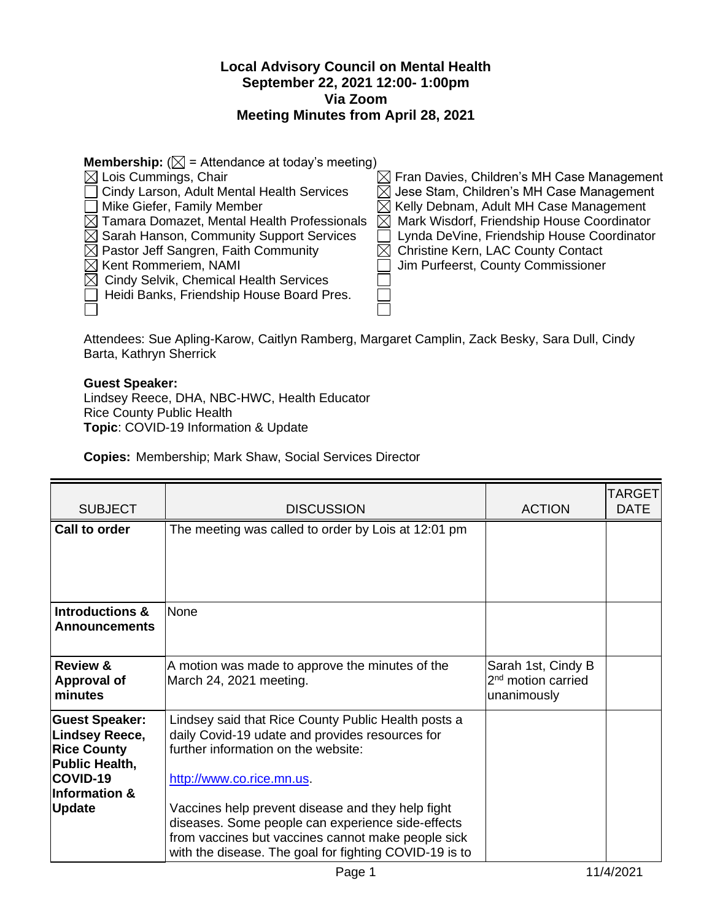# Local Advisory Council on Mental Health
**September 22, 2021 12:00- 1:00pm**
**Via Zoom**
**Meeting Minutes from April 28, 2021**

**Membership:** (☒ = Attendance at today's meeting)

☒ Lois Cummings, Chair
☐ Cindy Larson, Adult Mental Health Services
☐ Mike Giefer, Family Member
☒ Tamara Domazet, Mental Health Professionals
☒ Sarah Hanson, Community Support Services
☒ Pastor Jeff Sangren, Faith Community
☒ Kent Rommeriem, NAMI
☒ Cindy Selvik, Chemical Health Services
☐ Heidi Banks, Friendship House Board Pres.
☐

☒ Fran Davies, Children's MH Case Management
☒ Jese Stam, Children's MH Case Management
☒ Kelly Debnam, Adult MH Case Management
☒ Mark Wisdorf, Friendship House Coordinator
☐ Lynda DeVine, Friendship House Coordinator
☒ Christine Kern, LAC County Contact
☐ Jim Purfeerst, County Commissioner
☐
☐
☐

Attendees: Sue Apling-Karow, Caitlyn Ramberg, Margaret Camplin, Zack Besky, Sara Dull, Cindy Barta, Kathryn Sherrick

**Guest Speaker:**
Lindsey Reece, DHA, NBC-HWC, Health Educator
Rice County Public Health
**Topic**: COVID-19 Information & Update

**Copies:** Membership; Mark Shaw, Social Services Director

| SUBJECT | DISCUSSION | ACTION | TARGET DATE |
|---|---|---|---|
| **Call to order** | The meeting was called to order by Lois at 12:01 pm | | |
| **Introductions & Announcements** | None | | |
| **Review & Approval of minutes** | A motion was made to approve the minutes of the March 24, 2021 meeting. | Sarah 1st, Cindy B 2nd motion carried unanimously | |
| **Guest Speaker: Lindsey Reece, Rice County Public Health, COVID-19 Information & Update** | Lindsey said that Rice County Public Health posts a daily Covid-19 udate and provides resources for further information on the website: [http://www.co.rice.mn.us](http://www.co.rice.mn.us). <br><br> Vaccines help prevent disease and they help fight diseases. Some people can experience side-effects from vaccines but vaccines cannot make people sick with the disease. The goal for fighting COVID-19 is to | | |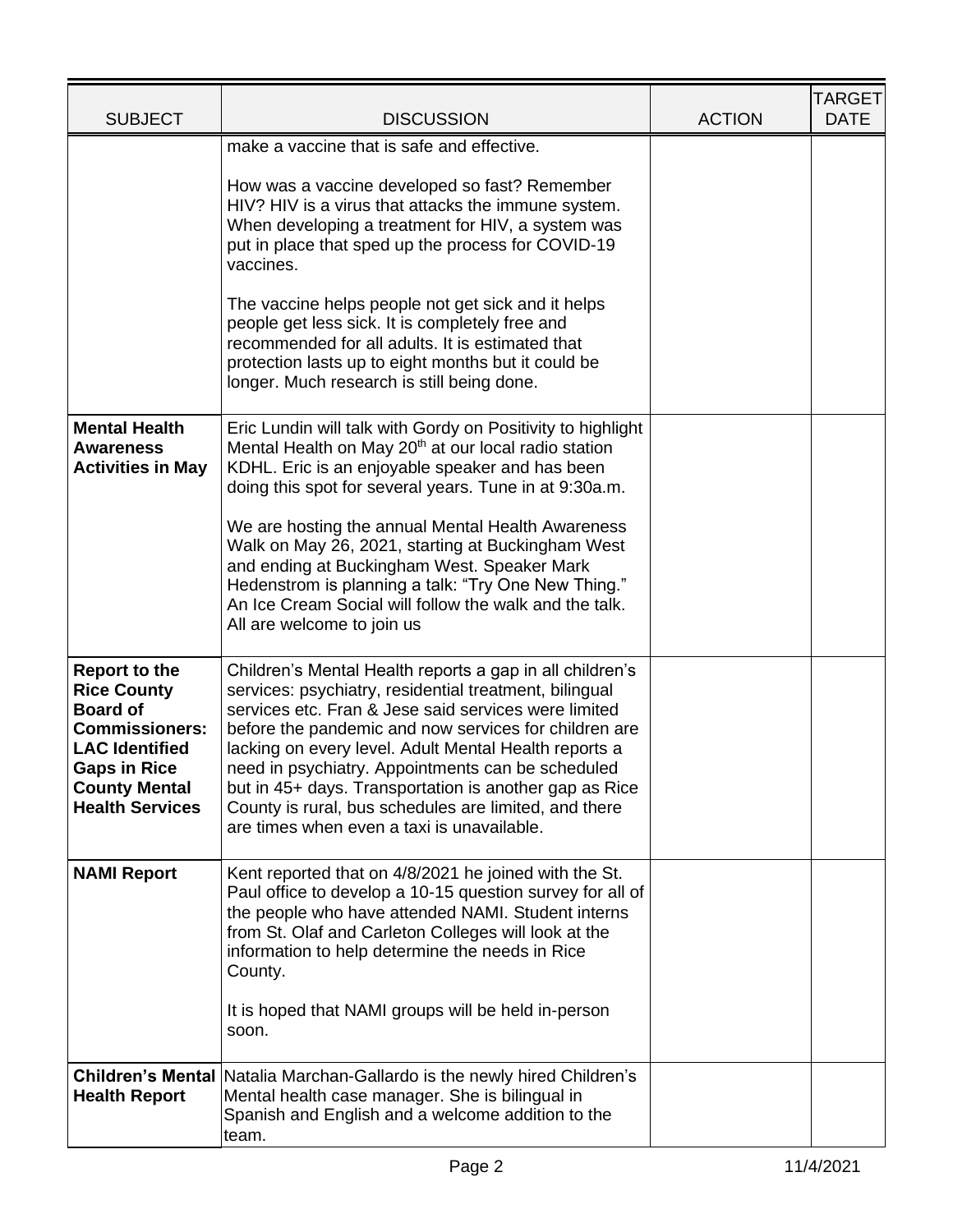| SUBJECT | DISCUSSION | ACTION | TARGET DATE |
| --- | --- | --- | --- |
| | make a vaccine that is safe and effective.<br><br>How was a vaccine developed so fast? Remember HIV? HIV is a virus that attacks the immune system. When developing a treatment for HIV, a system was put in place that sped up the process for COVID-19 vaccines.<br><br>The vaccine helps people not get sick and it helps people get less sick. It is completely free and recommended for all adults. It is estimated that protection lasts up to eight months but it could be longer. Much research is still being done. | | |
| **Mental Health Awareness Activities in May** | Eric Lundin will talk with Gordy on Positivity to highlight Mental Health on May 20th at our local radio station KDHL. Eric is an enjoyable speaker and has been doing this spot for several years. Tune in at 9:30a.m.<br><br>We are hosting the annual Mental Health Awareness Walk on May 26, 2021, starting at Buckingham West and ending at Buckingham West. Speaker Mark Hedenstrom is planning a talk: "Try One New Thing." An Ice Cream Social will follow the walk and the talk. All are welcome to join us | | |
| **Report to the Rice County Board of Commissioners: LAC Identified Gaps in Rice County Mental Health Services** | Children's Mental Health reports a gap in all children's services: psychiatry, residential treatment, bilingual services etc. Fran & Jese said services were limited before the pandemic and now services for children are lacking on every level. Adult Mental Health reports a need in psychiatry. Appointments can be scheduled but in 45+ days. Transportation is another gap as Rice County is rural, bus schedules are limited, and there are times when even a taxi is unavailable. | | |
| **NAMI Report** | Kent reported that on 4/8/2021 he joined with the St. Paul office to develop a 10-15 question survey for all of the people who have attended NAMI. Student interns from St. Olaf and Carleton Colleges will look at the information to help determine the needs in Rice County.<br><br>It is hoped that NAMI groups will be held in-person soon. | | |
| **Children's Mental Health Report** | Natalia Marchan-Gallardo is the newly hired Children's Mental health case manager. She is bilingual in Spanish and English and a welcome addition to the team. | | |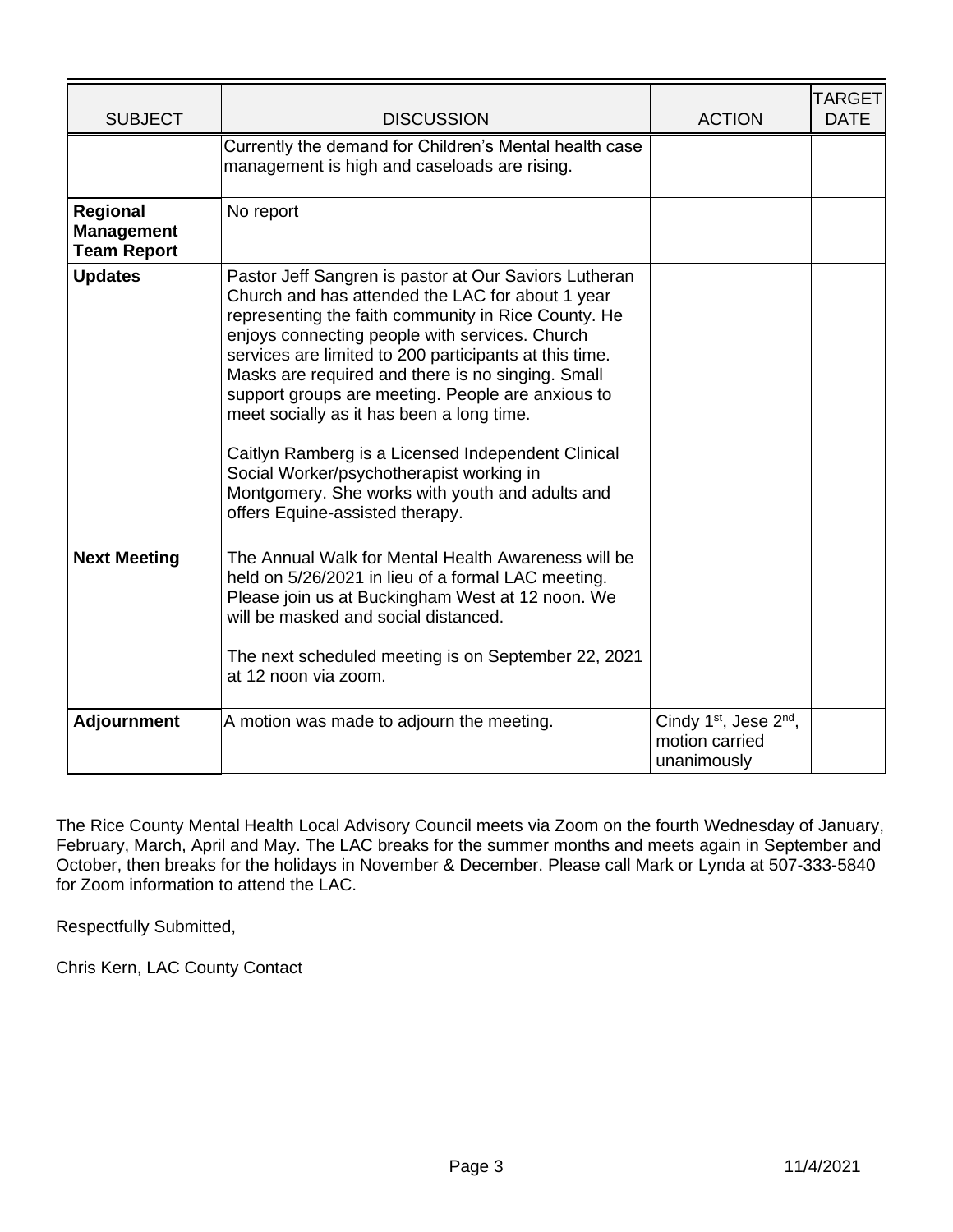| SUBJECT | DISCUSSION | ACTION | TARGET DATE |
|---|---|---|---|
| | Currently the demand for Children's Mental health case management is high and caseloads are rising. | | |
| **Regional Management Team Report** | No report | | |
| **Updates** | Pastor Jeff Sangren is pastor at Our Saviors Lutheran Church and has attended the LAC for about 1 year representing the faith community in Rice County. He enjoys connecting people with services. Church services are limited to 200 participants at this time. Masks are required and there is no singing. Small support groups are meeting. People are anxious to meet socially as it has been a long time.<br><br>Caitlyn Ramberg is a Licensed Independent Clinical Social Worker/psychotherapist working in Montgomery. She works with youth and adults and offers Equine-assisted therapy. | | |
| **Next Meeting** | The Annual Walk for Mental Health Awareness will be held on 5/26/2021 in lieu of a formal LAC meeting. Please join us at Buckingham West at 12 noon. We will be masked and social distanced.<br><br>The next scheduled meeting is on September 22, 2021 at 12 noon via zoom. | | |
| **Adjournment** | A motion was made to adjourn the meeting. | Cindy 1st, Jese 2nd, motion carried unanimously | |

The Rice County Mental Health Local Advisory Council meets via Zoom on the fourth Wednesday of January, February, March, April and May. The LAC breaks for the summer months and meets again in September and October, then breaks for the holidays in November & December. Please call Mark or Lynda at 507-333-5840 for Zoom information to attend the LAC.

Respectfully Submitted,

Chris Kern, LAC County Contact